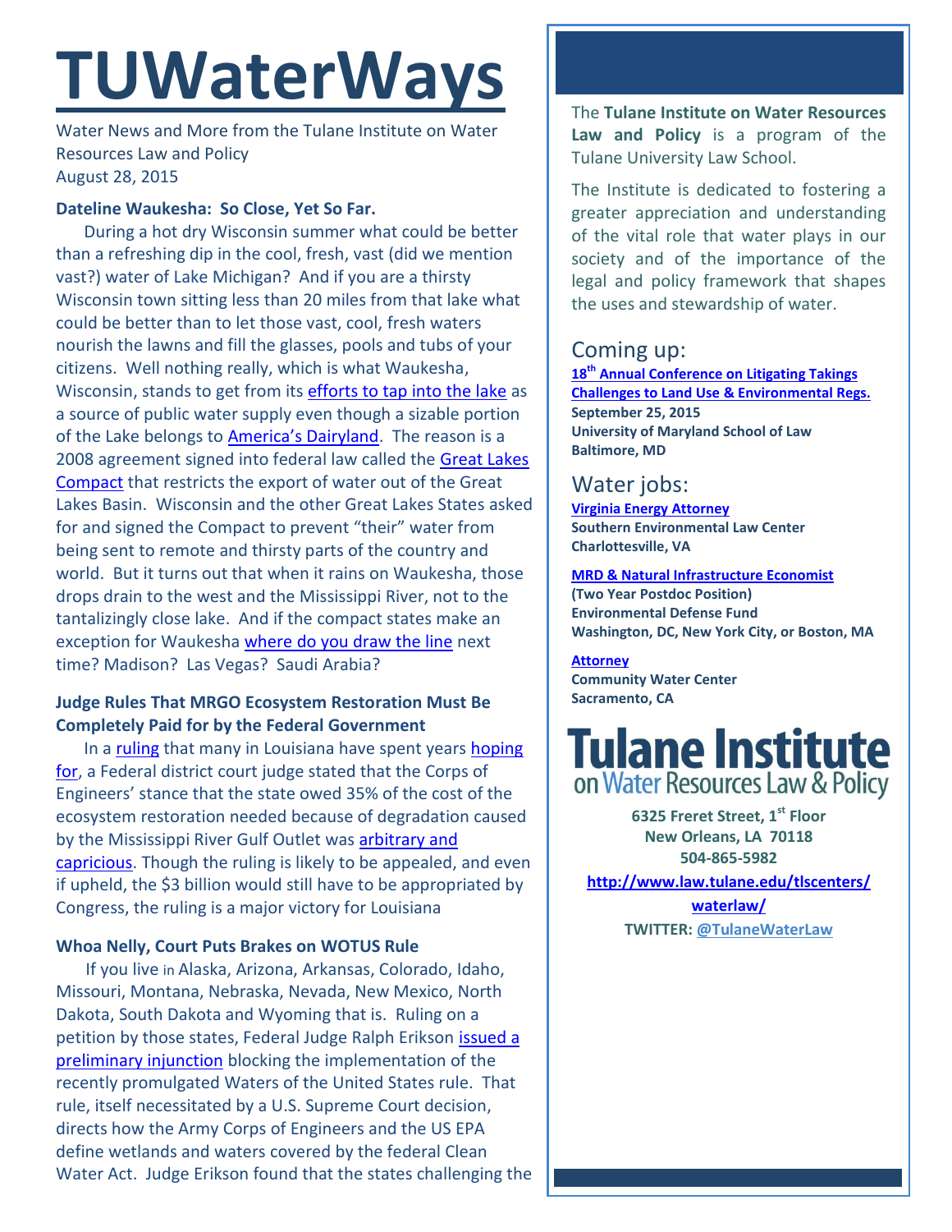# TUWaterWays

Water News and More from the Tulane Institute on Water Resources Law and Policy
August 28, 2015

**Dateline Waukesha: So Close, Yet So Far.**

During a hot dry Wisconsin summer what could be better than a refreshing dip in the cool, fresh, vast (did we mention vast?) water of Lake Michigan? And if you are a thirsty Wisconsin town sitting less than 20 miles from that lake what could be better than to let those vast, cool, fresh waters nourish the lawns and fill the glasses, pools and tubs of your citizens. Well nothing really, which is what Waukesha, Wisconsin, stands to get from its efforts to tap into the lake as a source of public water supply even though a sizable portion of the Lake belongs to America's Dairyland. The reason is a 2008 agreement signed into federal law called the Great Lakes Compact that restricts the export of water out of the Great Lakes Basin. Wisconsin and the other Great Lakes States asked for and signed the Compact to prevent "their" water from being sent to remote and thirsty parts of the country and world. But it turns out that when it rains on Waukesha, those drops drain to the west and the Mississippi River, not to the tantalizingly close lake. And if the compact states make an exception for Waukesha where do you draw the line next time? Madison? Las Vegas? Saudi Arabia?

**Judge Rules That MRGO Ecosystem Restoration Must Be Completely Paid for by the Federal Government**

In a ruling that many in Louisiana have spent years hoping for, a Federal district court judge stated that the Corps of Engineers' stance that the state owed 35% of the cost of the ecosystem restoration needed because of degradation caused by the Mississippi River Gulf Outlet was arbitrary and capricious. Though the ruling is likely to be appealed, and even if upheld, the $3 billion would still have to be appropriated by Congress, the ruling is a major victory for Louisiana

**Whoa Nelly, Court Puts Brakes on WOTUS Rule**

If you live in Alaska, Arizona, Arkansas, Colorado, Idaho, Missouri, Montana, Nebraska, Nevada, New Mexico, North Dakota, South Dakota and Wyoming that is. Ruling on a petition by those states, Federal Judge Ralph Erikson issued a preliminary injunction blocking the implementation of the recently promulgated Waters of the United States rule. That rule, itself necessitated by a U.S. Supreme Court decision, directs how the Army Corps of Engineers and the US EPA define wetlands and waters covered by the federal Clean Water Act. Judge Erikson found that the states challenging the

The **Tulane Institute on Water Resources Law and Policy** is a program of the Tulane University Law School.

The Institute is dedicated to fostering a greater appreciation and understanding of the vital role that water plays in our society and of the importance of the legal and policy framework that shapes the uses and stewardship of water.

## Coming up:

**18th Annual Conference on Litigating Takings Challenges to Land Use & Environmental Regs.**
**September 25, 2015**
**University of Maryland School of Law**
**Baltimore, MD**

## Water jobs:

**Virginia Energy Attorney**
**Southern Environmental Law Center**
**Charlottesville, VA**

**MRD & Natural Infrastructure Economist**
**(Two Year Postdoc Position)**
**Environmental Defense Fund**
**Washington, DC, New York City, or Boston, MA**

**Attorney**
**Community Water Center**
**Sacramento, CA**

**Tulane Institute on Water Resources Law & Policy**

**6325 Freret Street, 1st Floor**
**New Orleans, LA 70118**
**504-865-5982**
**http://www.law.tulane.edu/tlscenters/waterlaw/**
**TWITTER: @TulaneWaterLaw**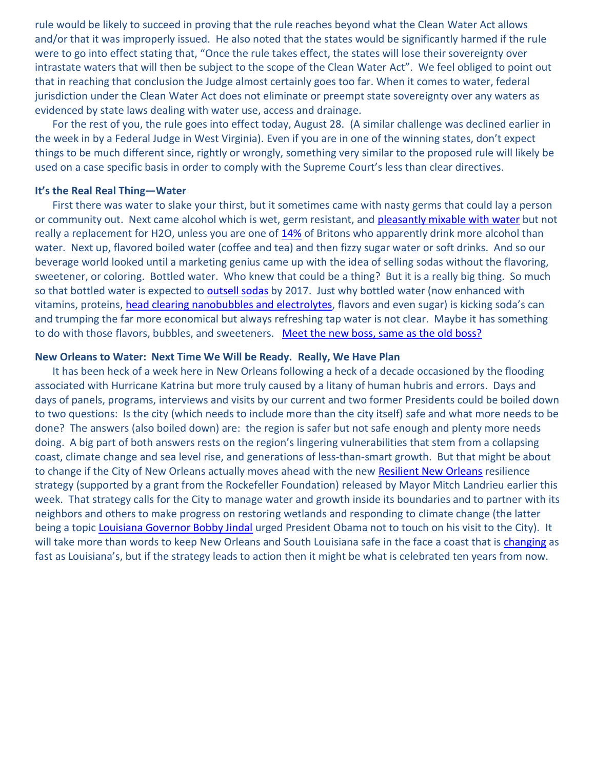rule would be likely to succeed in proving that the rule reaches beyond what the Clean Water Act allows and/or that it was improperly issued. He also noted that the states would be significantly harmed if the rule were to go into effect stating that, "Once the rule takes effect, the states will lose their sovereignty over intrastate waters that will then be subject to the scope of the Clean Water Act". We feel obliged to point out that in reaching that conclusion the Judge almost certainly goes too far. When it comes to water, federal jurisdiction under the Clean Water Act does not eliminate or preempt state sovereignty over any waters as evidenced by state laws dealing with water use, access and drainage.

For the rest of you, the rule goes into effect today, August 28. (A similar challenge was declined earlier in the week in by a Federal Judge in West Virginia). Even if you are in one of the winning states, don't expect things to be much different since, rightly or wrongly, something very similar to the proposed rule will likely be used on a case specific basis in order to comply with the Supreme Court's less than clear directives.

**It's the Real Real Thing—Water**

First there was water to slake your thirst, but it sometimes came with nasty germs that could lay a person or community out. Next came alcohol which is wet, germ resistant, and pleasantly mixable with water but not really a replacement for H2O, unless you are one of 14% of Britons who apparently drink more alcohol than water. Next up, flavored boiled water (coffee and tea) and then fizzy sugar water or soft drinks. And so our beverage world looked until a marketing genius came up with the idea of selling sodas without the flavoring, sweetener, or coloring. Bottled water. Who knew that could be a thing? But it is a really big thing. So much so that bottled water is expected to outsell sodas by 2017. Just why bottled water (now enhanced with vitamins, proteins, head clearing nanobubbles and electrolytes, flavors and even sugar) is kicking soda's can and trumping the far more economical but always refreshing tap water is not clear. Maybe it has something to do with those flavors, bubbles, and sweeteners. Meet the new boss, same as the old boss?

**New Orleans to Water: Next Time We Will be Ready. Really, We Have Plan**

It has been heck of a week here in New Orleans following a heck of a decade occasioned by the flooding associated with Hurricane Katrina but more truly caused by a litany of human hubris and errors. Days and days of panels, programs, interviews and visits by our current and two former Presidents could be boiled down to two questions: Is the city (which needs to include more than the city itself) safe and what more needs to be done? The answers (also boiled down) are: the region is safer but not safe enough and plenty more needs doing. A big part of both answers rests on the region's lingering vulnerabilities that stem from a collapsing coast, climate change and sea level rise, and generations of less-than-smart growth. But that might be about to change if the City of New Orleans actually moves ahead with the new Resilient New Orleans resilience strategy (supported by a grant from the Rockefeller Foundation) released by Mayor Mitch Landrieu earlier this week. That strategy calls for the City to manage water and growth inside its boundaries and to partner with its neighbors and others to make progress on restoring wetlands and responding to climate change (the latter being a topic Louisiana Governor Bobby Jindal urged President Obama not to touch on his visit to the City). It will take more than words to keep New Orleans and South Louisiana safe in the face a coast that is changing as fast as Louisiana's, but if the strategy leads to action then it might be what is celebrated ten years from now.